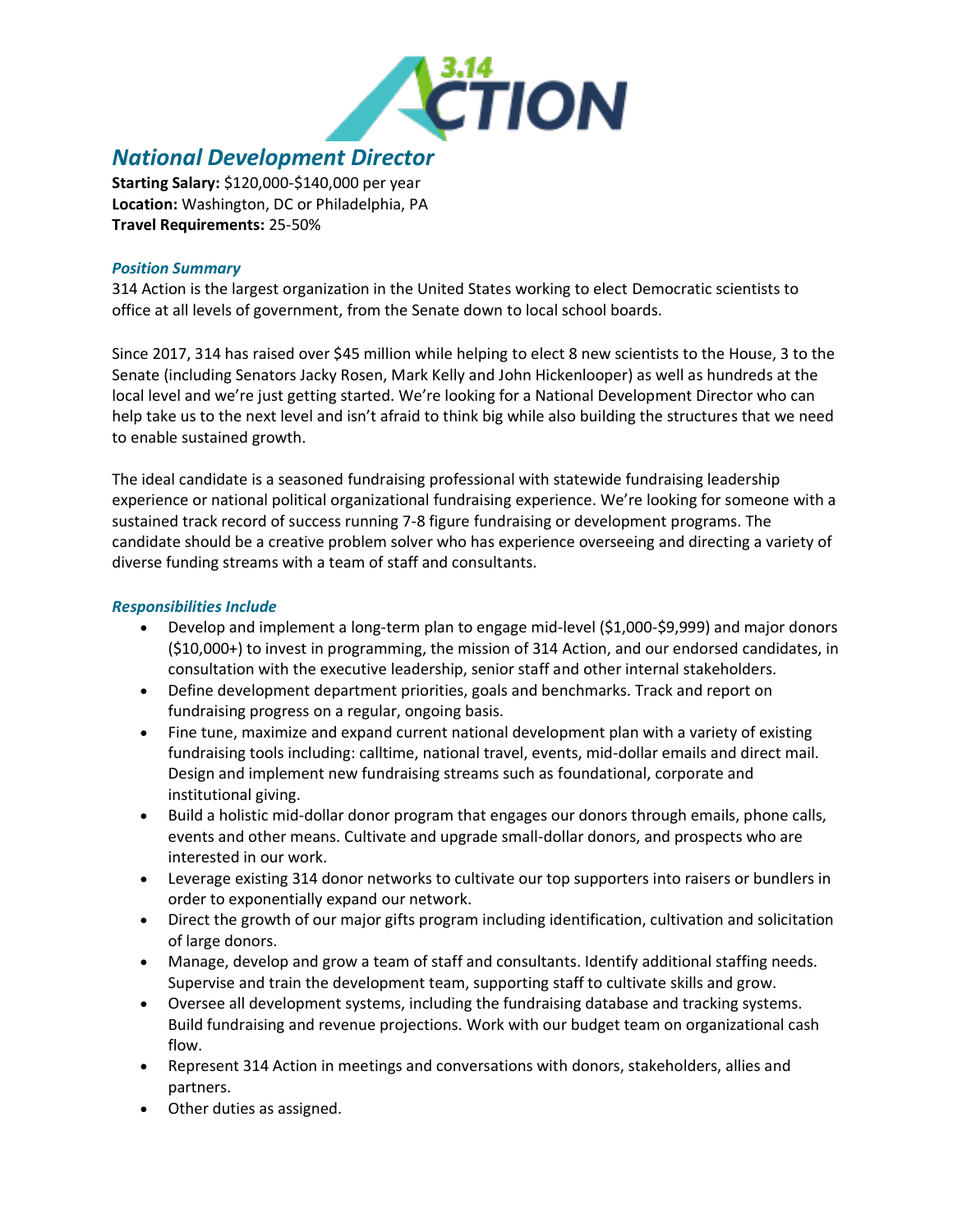# National Development Director

**Starting Salary:** $120,000-$140,000 per year
**Location:** Washington, DC or Philadelphia, PA
**Travel Requirements:** 25-50%

## Position Summary

314 Action is the largest organization in the United States working to elect Democratic scientists to office at all levels of government, from the Senate down to local school boards.

Since 2017, 314 has raised over $45 million while helping to elect 8 new scientists to the House, 3 to the Senate (including Senators Jacky Rosen, Mark Kelly and John Hickenlooper) as well as hundreds at the local level and we're just getting started. We're looking for a National Development Director who can help take us to the next level and isn't afraid to think big while also building the structures that we need to enable sustained growth.

The ideal candidate is a seasoned fundraising professional with statewide fundraising leadership experience or national political organizational fundraising experience. We're looking for someone with a sustained track record of success running 7-8 figure fundraising or development programs. The candidate should be a creative problem solver who has experience overseeing and directing a variety of diverse funding streams with a team of staff and consultants.

## Responsibilities Include

- Develop and implement a long-term plan to engage mid-level ($1,000-$9,999) and major donors ($10,000+) to invest in programming, the mission of 314 Action, and our endorsed candidates, in consultation with the executive leadership, senior staff and other internal stakeholders.
- Define development department priorities, goals and benchmarks. Track and report on fundraising progress on a regular, ongoing basis.
- Fine tune, maximize and expand current national development plan with a variety of existing fundraising tools including: calltime, national travel, events, mid-dollar emails and direct mail. Design and implement new fundraising streams such as foundational, corporate and institutional giving.
- Build a holistic mid-dollar donor program that engages our donors through emails, phone calls, events and other means. Cultivate and upgrade small-dollar donors, and prospects who are interested in our work.
- Leverage existing 314 donor networks to cultivate our top supporters into raisers or bundlers in order to exponentially expand our network.
- Direct the growth of our major gifts program including identification, cultivation and solicitation of large donors.
- Manage, develop and grow a team of staff and consultants. Identify additional staffing needs. Supervise and train the development team, supporting staff to cultivate skills and grow.
- Oversee all development systems, including the fundraising database and tracking systems. Build fundraising and revenue projections. Work with our budget team on organizational cash flow.
- Represent 314 Action in meetings and conversations with donors, stakeholders, allies and partners.
- Other duties as assigned.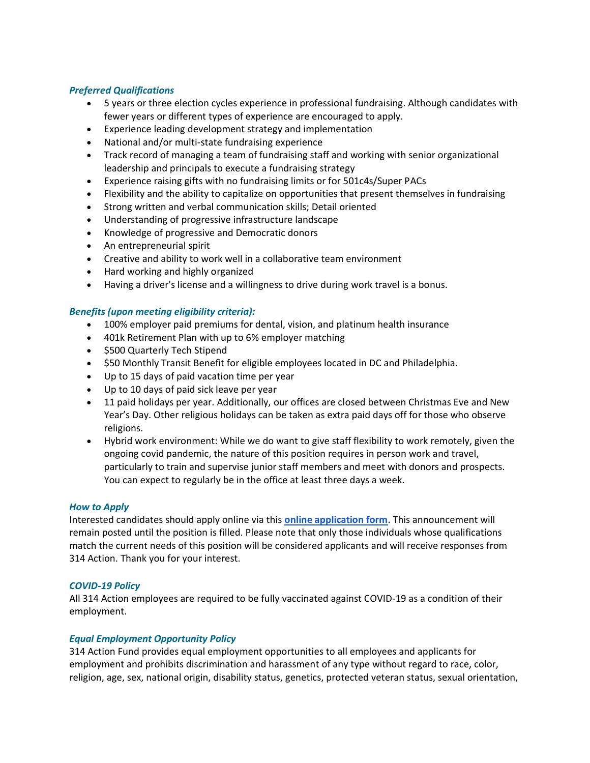### *Preferred Qualifications*

- 5 years or three election cycles experience in professional fundraising. Although candidates with fewer years or different types of experience are encouraged to apply.
- Experience leading development strategy and implementation
- National and/or multi-state fundraising experience
- Track record of managing a team of fundraising staff and working with senior organizational leadership and principals to execute a fundraising strategy
- Experience raising gifts with no fundraising limits or for 501c4s/Super PACs
- Flexibility and the ability to capitalize on opportunities that present themselves in fundraising
- Strong written and verbal communication skills; Detail oriented
- Understanding of progressive infrastructure landscape
- Knowledge of progressive and Democratic donors
- An entrepreneurial spirit
- Creative and ability to work well in a collaborative team environment
- Hard working and highly organized
- Having a driver's license and a willingness to drive during work travel is a bonus.

### *Benefits (upon meeting eligibility criteria):*

- 100% employer paid premiums for dental, vision, and platinum health insurance
- 401k Retirement Plan with up to 6% employer matching
- $500 Quarterly Tech Stipend
- $50 Monthly Transit Benefit for eligible employees located in DC and Philadelphia.
- Up to 15 days of paid vacation time per year
- Up to 10 days of paid sick leave per year
- 11 paid holidays per year. Additionally, our offices are closed between Christmas Eve and New Year's Day. Other religious holidays can be taken as extra paid days off for those who observe religions.
- Hybrid work environment: While we do want to give staff flexibility to work remotely, given the ongoing covid pandemic, the nature of this position requires in person work and travel, particularly to train and supervise junior staff members and meet with donors and prospects. You can expect to regularly be in the office at least three days a week.

### *How to Apply*

Interested candidates should apply online via this **online application form**. This announcement will remain posted until the position is filled. Please note that only those individuals whose qualifications match the current needs of this position will be considered applicants and will receive responses from 314 Action. Thank you for your interest.

### *COVID-19 Policy*

All 314 Action employees are required to be fully vaccinated against COVID-19 as a condition of their employment.

### *Equal Employment Opportunity Policy*

314 Action Fund provides equal employment opportunities to all employees and applicants for employment and prohibits discrimination and harassment of any type without regard to race, color, religion, age, sex, national origin, disability status, genetics, protected veteran status, sexual orientation,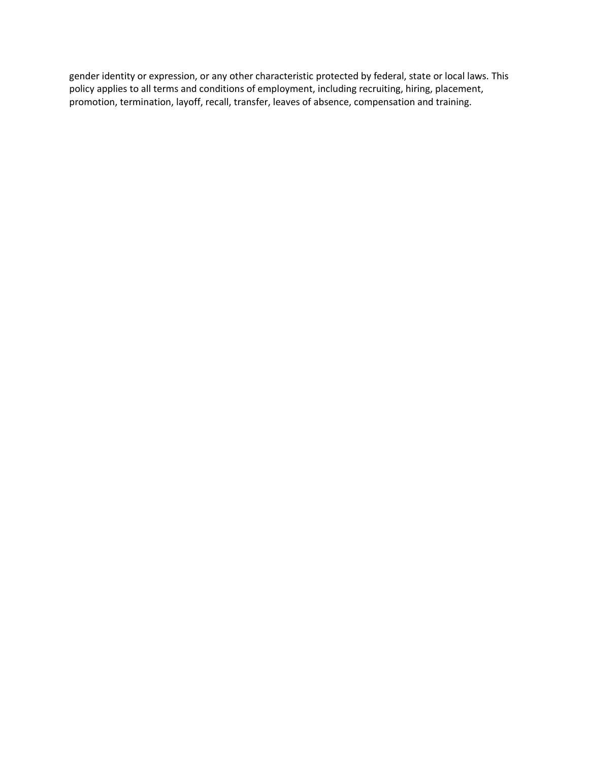gender identity or expression, or any other characteristic protected by federal, state or local laws. This policy applies to all terms and conditions of employment, including recruiting, hiring, placement, promotion, termination, layoff, recall, transfer, leaves of absence, compensation and training.